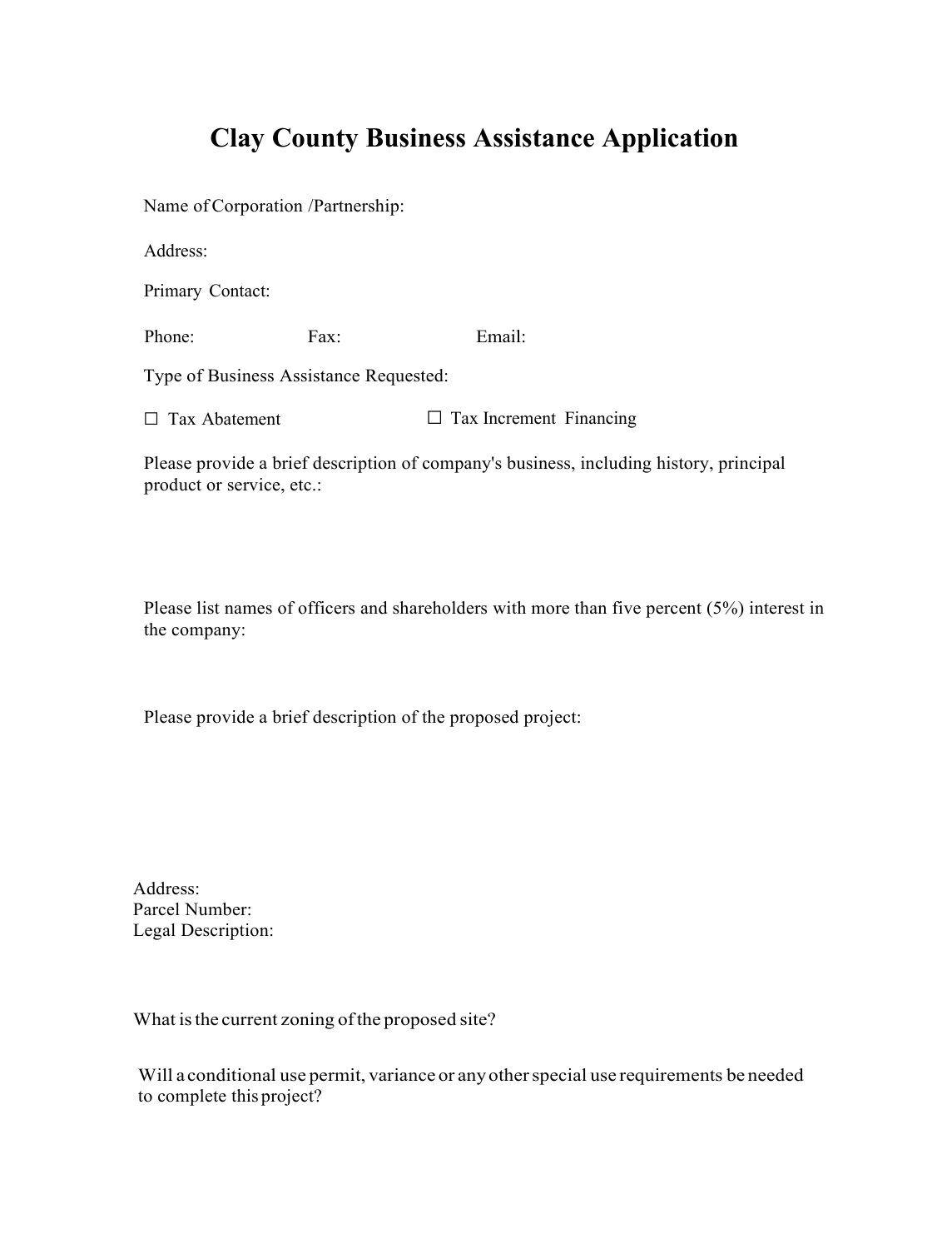# Clay County Business Assistance Application

Name of Corporation /Partnership:

Address:

Primary Contact:

Phone: Fax: Email:

Type of Business Assistance Requested:

☐ Tax Abatement ☐ Tax Increment Financing

Please provide a brief description of company's business, including history, principal product or service, etc.:

Please list names of officers and shareholders with more than five percent (5%) interest in the company:

Please provide a brief description of the proposed project:

Address:
Parcel Number:
Legal Description:

What is the current zoning of the proposed site?

Will a conditional use permit, variance or any other special use requirements be needed to complete this project?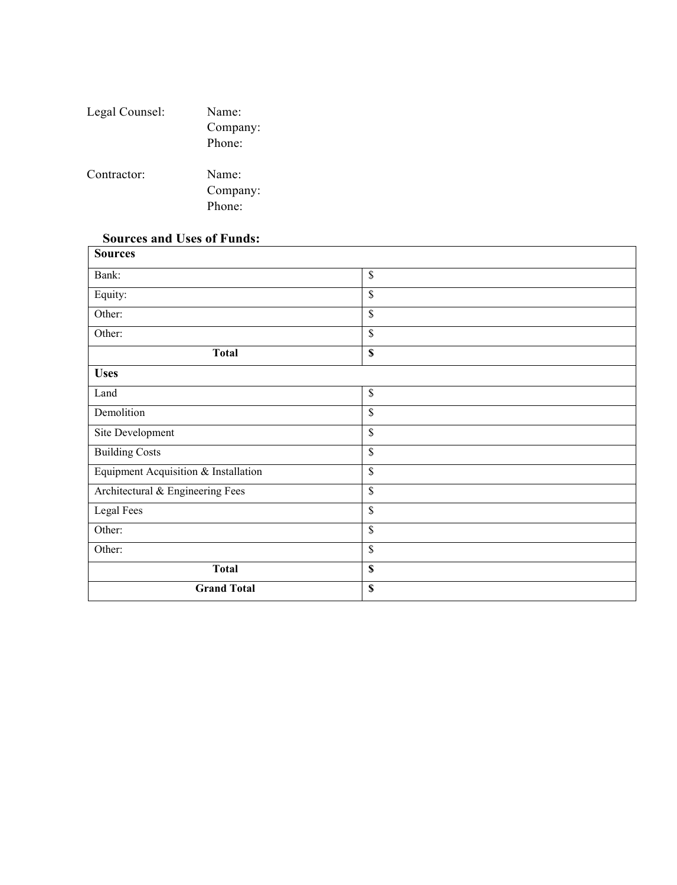Legal Counsel: Name:
Company:
Phone:

Contractor: Name:
Company:
Phone:

**Sources and Uses of Funds:**

| | |
|---|---|
| **Sources** | |
| Bank: | $ |
| Equity: | $ |
| Other: | $ |
| Other: | $ |
| **Total** | **$** |
| **Uses** | |
| Land | $ |
| Demolition | $ |
| Site Development | $ |
| Building Costs | $ |
| Equipment Acquisition & Installation | $ |
| Architectural & Engineering Fees | $ |
| Legal Fees | $ |
| Other: | $ |
| Other: | $ |
| **Total** | **$** |
| **Grand Total** | **$** |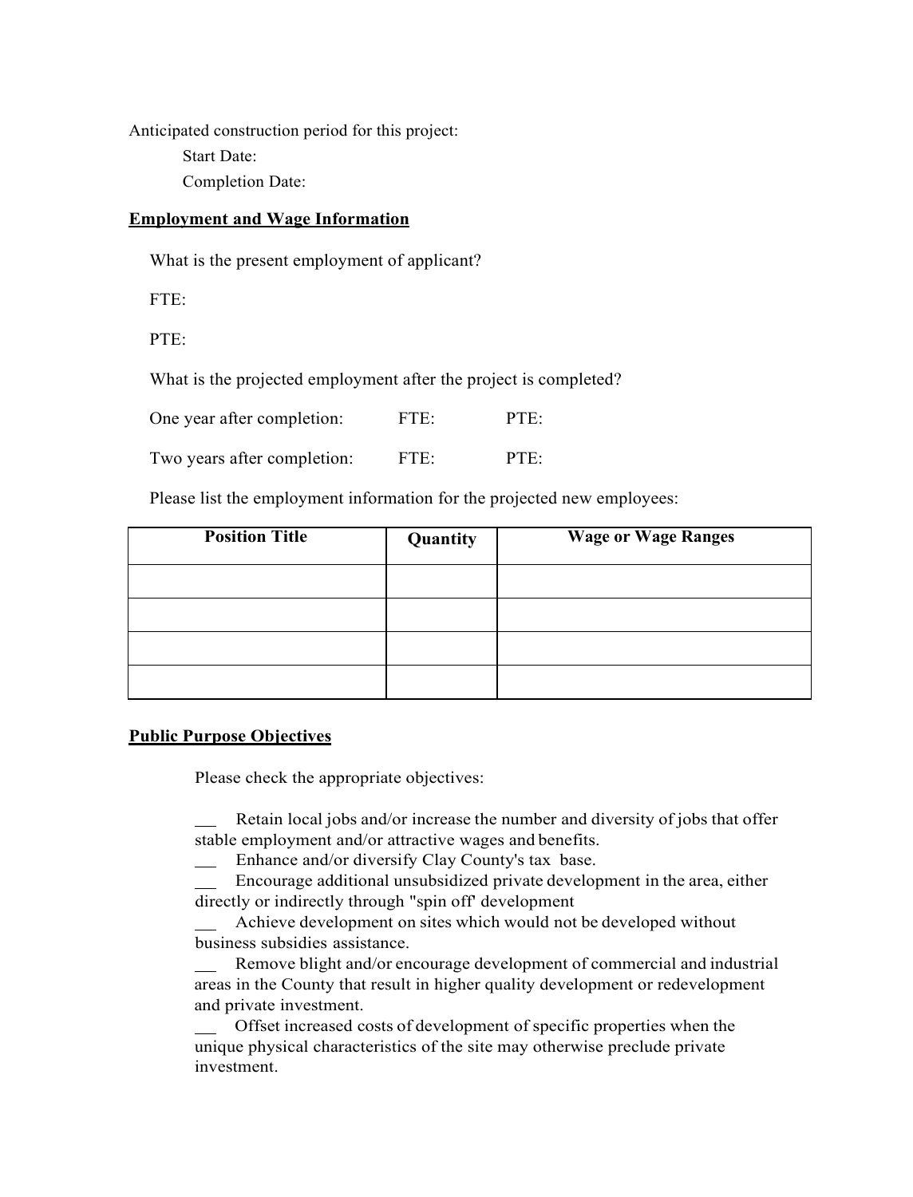Anticipated construction period for this project:

Start Date:

Completion Date:

**Employment and Wage Information**

What is the present employment of applicant?

FTE:

PTE:

What is the projected employment after the project is completed?

One year after completion: FTE: PTE:

Two years after completion: FTE: PTE:

Please list the employment information for the projected new employees:

| Position Title | Quantity | Wage or Wage Ranges |
|---|---|---|
| | | |
| | | |
| | | |
| | | |

**Public Purpose Objectives**

Please check the appropriate objectives:

__ Retain local jobs and/or increase the number and diversity of jobs that offer stable employment and/or attractive wages and benefits.

__ Enhance and/or diversify Clay County's tax base.

__ Encourage additional unsubsidized private development in the area, either directly or indirectly through "spin off' development

__ Achieve development on sites which would not be developed without business subsidies assistance.

__ Remove blight and/or encourage development of commercial and industrial areas in the County that result in higher quality development or redevelopment and private investment.

__ Offset increased costs of development of specific properties when the unique physical characteristics of the site may otherwise preclude private investment.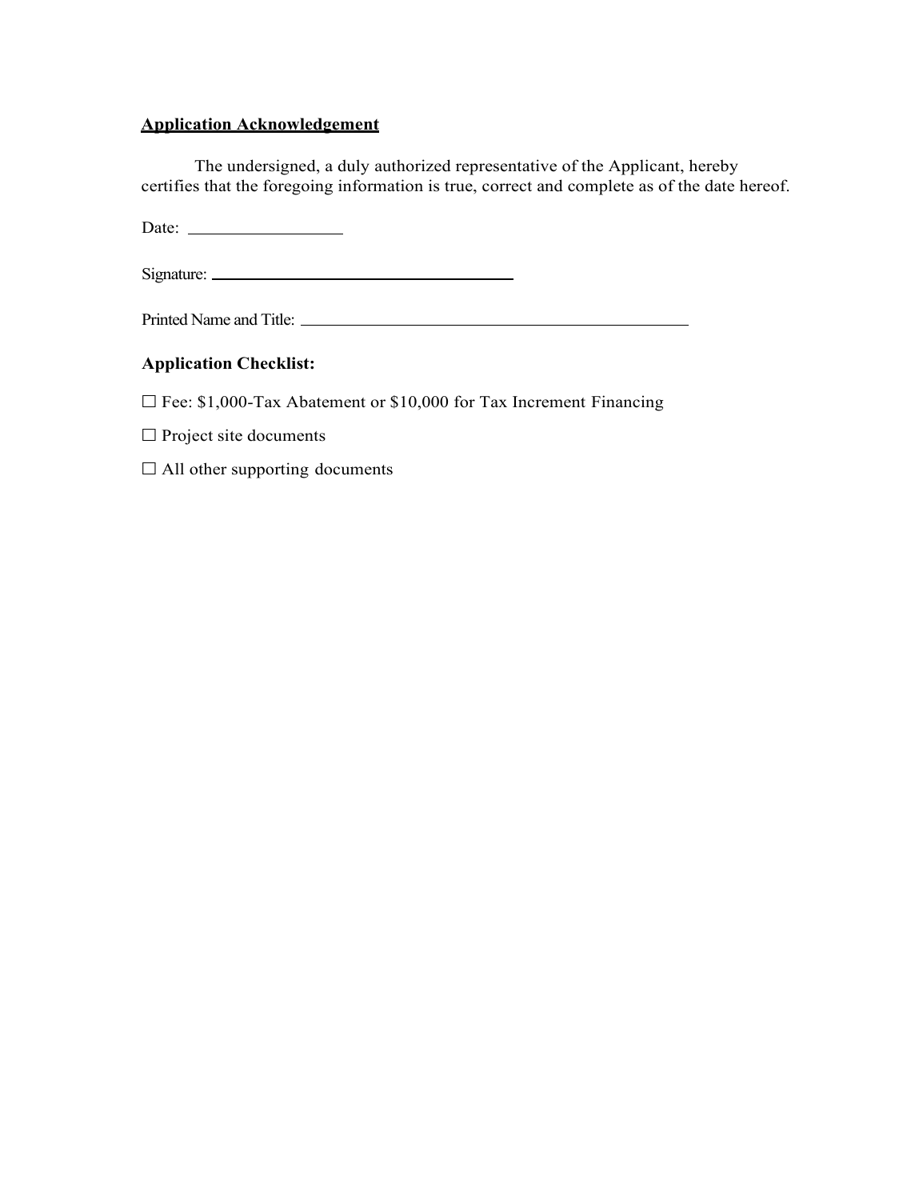**<u>Application Acknowledgement</u>**

The undersigned, a duly authorized representative of the Applicant, hereby certifies that the foregoing information is true, correct and complete as of the date hereof.

Date: ________________

Signature: ___________________________________

Printed Name and Title: ____________________________________________

**Application Checklist:**

☐ Fee: $1,000-Tax Abatement or $10,000 for Tax Increment Financing

☐ Project site documents

☐ All other supporting documents